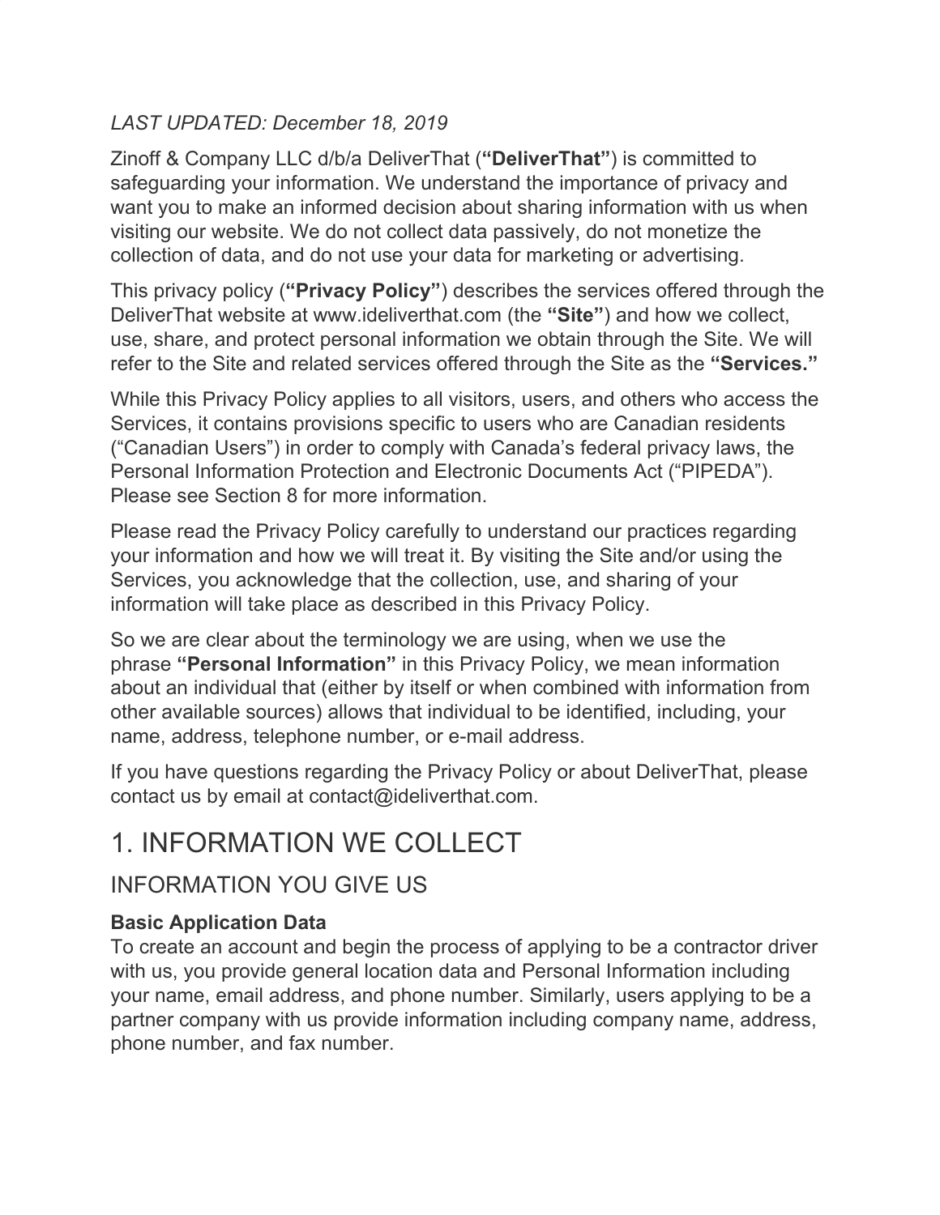*LAST UPDATED: December 18, 2019*

Zinoff & Company LLC d/b/a DeliverThat (**"DeliverThat"**) is committed to safeguarding your information. We understand the importance of privacy and want you to make an informed decision about sharing information with us when visiting our website. We do not collect data passively, do not monetize the collection of data, and do not use your data for marketing or advertising.

This privacy policy (**"Privacy Policy"**) describes the services offered through the DeliverThat website at www.ideliverthat.com (the **"Site"**) and how we collect, use, share, and protect personal information we obtain through the Site. We will refer to the Site and related services offered through the Site as the **"Services."**

While this Privacy Policy applies to all visitors, users, and others who access the Services, it contains provisions specific to users who are Canadian residents ("Canadian Users") in order to comply with Canada's federal privacy laws, the Personal Information Protection and Electronic Documents Act ("PIPEDA"). Please see Section 8 for more information.

Please read the Privacy Policy carefully to understand our practices regarding your information and how we will treat it. By visiting the Site and/or using the Services, you acknowledge that the collection, use, and sharing of your information will take place as described in this Privacy Policy.

So we are clear about the terminology we are using, when we use the phrase **"Personal Information"** in this Privacy Policy, we mean information about an individual that (either by itself or when combined with information from other available sources) allows that individual to be identified, including, your name, address, telephone number, or e-mail address.

If you have questions regarding the Privacy Policy or about DeliverThat, please contact us by email at contact@ideliverthat.com.

# 1. INFORMATION WE COLLECT

## INFORMATION YOU GIVE US

**Basic Application Data**
To create an account and begin the process of applying to be a contractor driver with us, you provide general location data and Personal Information including your name, email address, and phone number. Similarly, users applying to be a partner company with us provide information including company name, address, phone number, and fax number.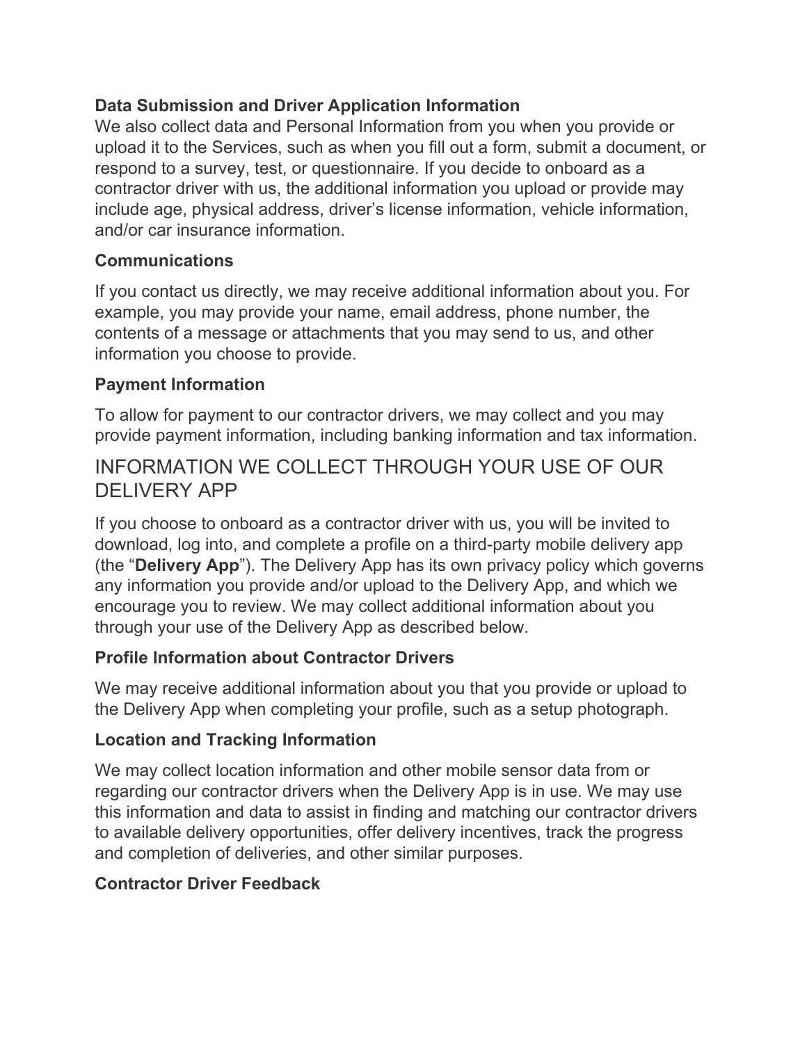### Data Submission and Driver Application Information

We also collect data and Personal Information from you when you provide or upload it to the Services, such as when you fill out a form, submit a document, or respond to a survey, test, or questionnaire. If you decide to onboard as a contractor driver with us, the additional information you upload or provide may include age, physical address, driver's license information, vehicle information, and/or car insurance information.

### Communications

If you contact us directly, we may receive additional information about you. For example, you may provide your name, email address, phone number, the contents of a message or attachments that you may send to us, and other information you choose to provide.

### Payment Information

To allow for payment to our contractor drivers, we may collect and you may provide payment information, including banking information and tax information.

## INFORMATION WE COLLECT THROUGH YOUR USE OF OUR DELIVERY APP

If you choose to onboard as a contractor driver with us, you will be invited to download, log into, and complete a profile on a third-party mobile delivery app (the "**Delivery App**"). The Delivery App has its own privacy policy which governs any information you provide and/or upload to the Delivery App, and which we encourage you to review. We may collect additional information about you through your use of the Delivery App as described below.

### Profile Information about Contractor Drivers

We may receive additional information about you that you provide or upload to the Delivery App when completing your profile, such as a setup photograph.

### Location and Tracking Information

We may collect location information and other mobile sensor data from or regarding our contractor drivers when the Delivery App is in use. We may use this information and data to assist in finding and matching our contractor drivers to available delivery opportunities, offer delivery incentives, track the progress and completion of deliveries, and other similar purposes.

### Contractor Driver Feedback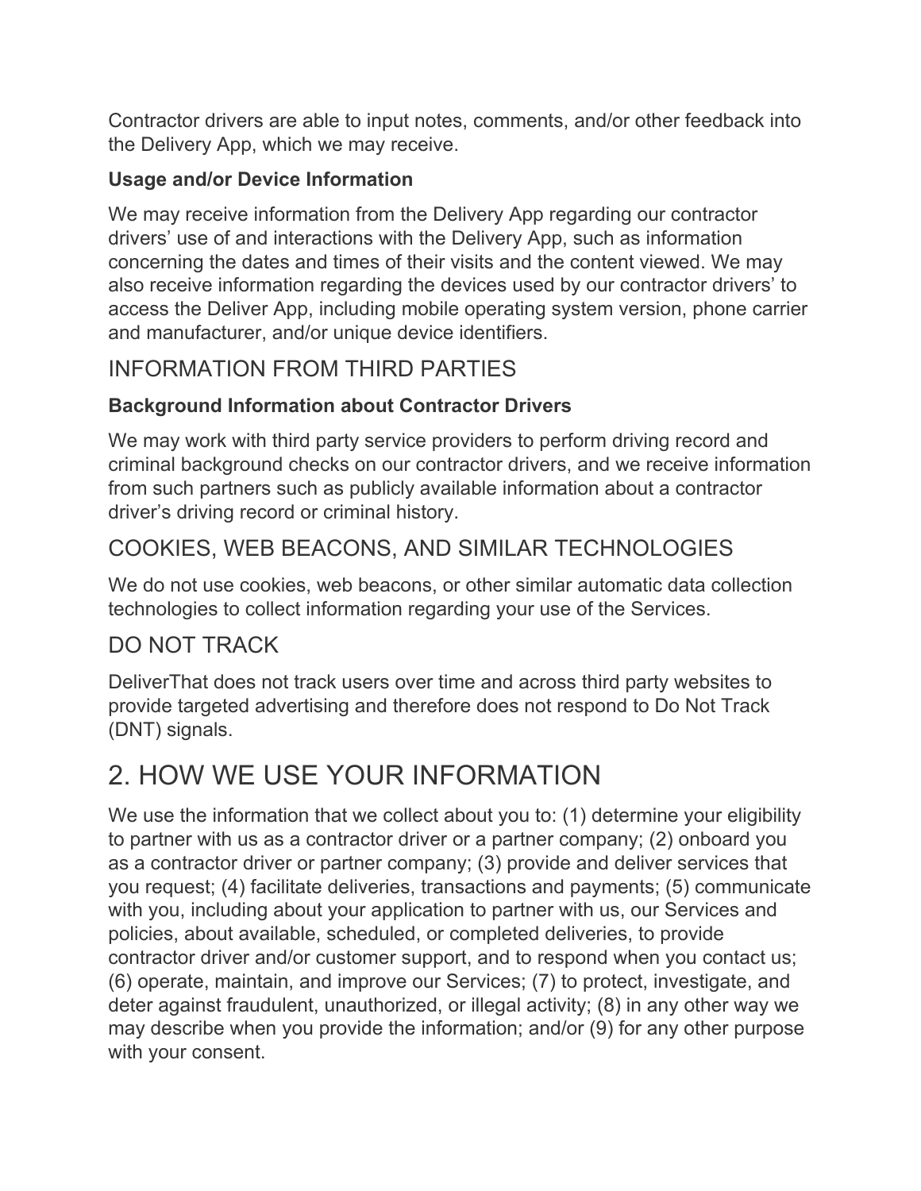Contractor drivers are able to input notes, comments, and/or other feedback into the Delivery App, which we may receive.

**Usage and/or Device Information**

We may receive information from the Delivery App regarding our contractor drivers' use of and interactions with the Delivery App, such as information concerning the dates and times of their visits and the content viewed. We may also receive information regarding the devices used by our contractor drivers' to access the Deliver App, including mobile operating system version, phone carrier and manufacturer, and/or unique device identifiers.

### INFORMATION FROM THIRD PARTIES

**Background Information about Contractor Drivers**

We may work with third party service providers to perform driving record and criminal background checks on our contractor drivers, and we receive information from such partners such as publicly available information about a contractor driver's driving record or criminal history.

### COOKIES, WEB BEACONS, AND SIMILAR TECHNOLOGIES

We do not use cookies, web beacons, or other similar automatic data collection technologies to collect information regarding your use of the Services.

### DO NOT TRACK

DeliverThat does not track users over time and across third party websites to provide targeted advertising and therefore does not respond to Do Not Track (DNT) signals.

## 2. HOW WE USE YOUR INFORMATION

We use the information that we collect about you to: (1) determine your eligibility to partner with us as a contractor driver or a partner company; (2) onboard you as a contractor driver or partner company; (3) provide and deliver services that you request; (4) facilitate deliveries, transactions and payments; (5) communicate with you, including about your application to partner with us, our Services and policies, about available, scheduled, or completed deliveries, to provide contractor driver and/or customer support, and to respond when you contact us; (6) operate, maintain, and improve our Services; (7) to protect, investigate, and deter against fraudulent, unauthorized, or illegal activity; (8) in any other way we may describe when you provide the information; and/or (9) for any other purpose with your consent.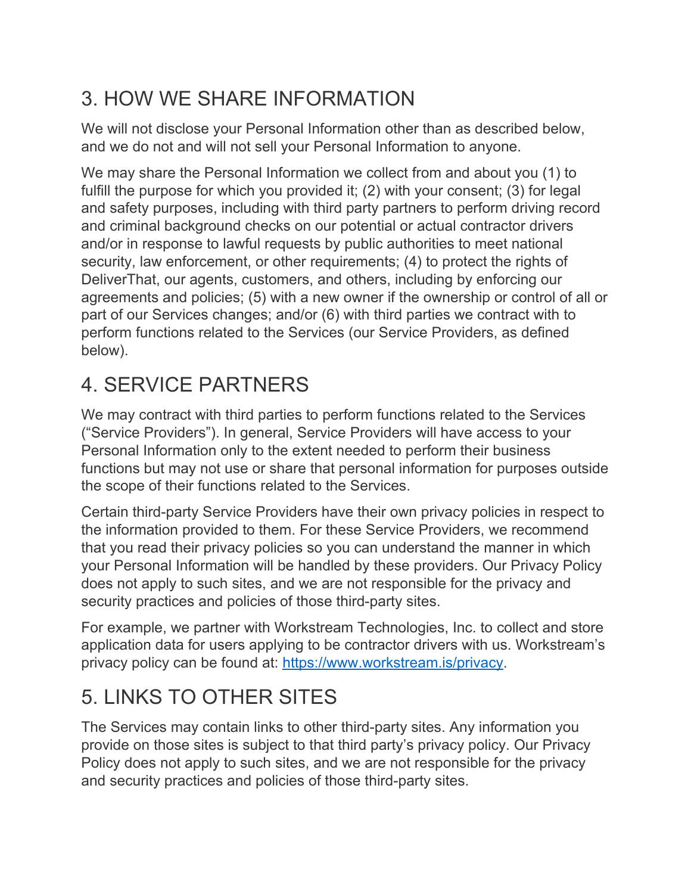## 3. HOW WE SHARE INFORMATION

We will not disclose your Personal Information other than as described below, and we do not and will not sell your Personal Information to anyone.

We may share the Personal Information we collect from and about you (1) to fulfill the purpose for which you provided it; (2) with your consent; (3) for legal and safety purposes, including with third party partners to perform driving record and criminal background checks on our potential or actual contractor drivers and/or in response to lawful requests by public authorities to meet national security, law enforcement, or other requirements; (4) to protect the rights of DeliverThat, our agents, customers, and others, including by enforcing our agreements and policies; (5) with a new owner if the ownership or control of all or part of our Services changes; and/or (6) with third parties we contract with to perform functions related to the Services (our Service Providers, as defined below).

## 4. SERVICE PARTNERS

We may contract with third parties to perform functions related to the Services ("Service Providers"). In general, Service Providers will have access to your Personal Information only to the extent needed to perform their business functions but may not use or share that personal information for purposes outside the scope of their functions related to the Services.

Certain third-party Service Providers have their own privacy policies in respect to the information provided to them. For these Service Providers, we recommend that you read their privacy policies so you can understand the manner in which your Personal Information will be handled by these providers. Our Privacy Policy does not apply to such sites, and we are not responsible for the privacy and security practices and policies of those third-party sites.

For example, we partner with Workstream Technologies, Inc. to collect and store application data for users applying to be contractor drivers with us. Workstream's privacy policy can be found at: [https://www.workstream.is/privacy](https://www.workstream.is/privacy).

## 5. LINKS TO OTHER SITES

The Services may contain links to other third-party sites. Any information you provide on those sites is subject to that third party's privacy policy. Our Privacy Policy does not apply to such sites, and we are not responsible for the privacy and security practices and policies of those third-party sites.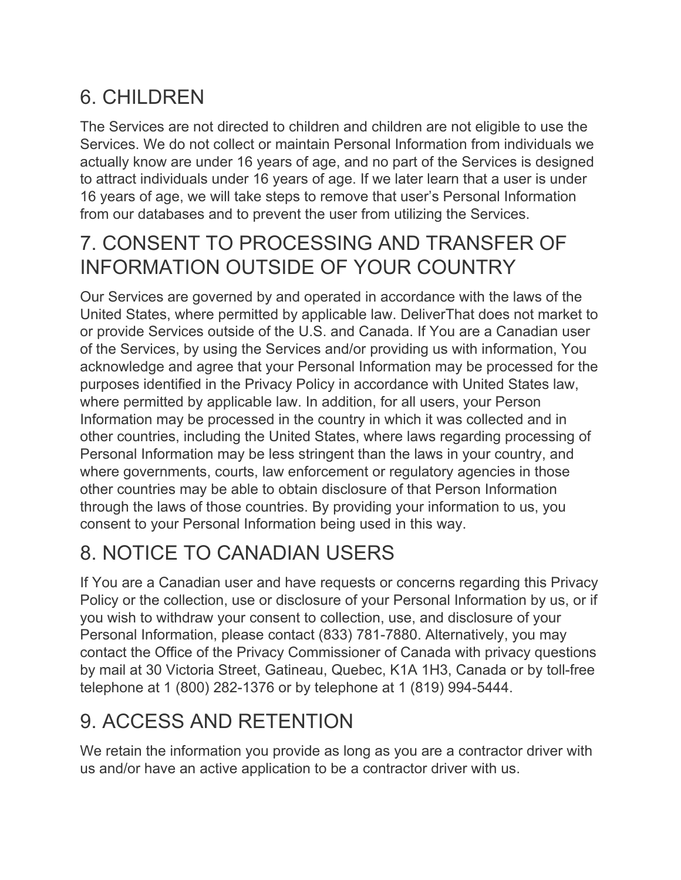## 6. CHILDREN

The Services are not directed to children and children are not eligible to use the Services. We do not collect or maintain Personal Information from individuals we actually know are under 16 years of age, and no part of the Services is designed to attract individuals under 16 years of age. If we later learn that a user is under 16 years of age, we will take steps to remove that user's Personal Information from our databases and to prevent the user from utilizing the Services.

## 7. CONSENT TO PROCESSING AND TRANSFER OF INFORMATION OUTSIDE OF YOUR COUNTRY

Our Services are governed by and operated in accordance with the laws of the United States, where permitted by applicable law. DeliverThat does not market to or provide Services outside of the U.S. and Canada. If You are a Canadian user of the Services, by using the Services and/or providing us with information, You acknowledge and agree that your Personal Information may be processed for the purposes identified in the Privacy Policy in accordance with United States law, where permitted by applicable law. In addition, for all users, your Person Information may be processed in the country in which it was collected and in other countries, including the United States, where laws regarding processing of Personal Information may be less stringent than the laws in your country, and where governments, courts, law enforcement or regulatory agencies in those other countries may be able to obtain disclosure of that Person Information through the laws of those countries. By providing your information to us, you consent to your Personal Information being used in this way.

## 8. NOTICE TO CANADIAN USERS

If You are a Canadian user and have requests or concerns regarding this Privacy Policy or the collection, use or disclosure of your Personal Information by us, or if you wish to withdraw your consent to collection, use, and disclosure of your Personal Information, please contact (833) 781-7880. Alternatively, you may contact the Office of the Privacy Commissioner of Canada with privacy questions by mail at 30 Victoria Street, Gatineau, Quebec, K1A 1H3, Canada or by toll-free telephone at 1 (800) 282-1376 or by telephone at 1 (819) 994-5444.

## 9. ACCESS AND RETENTION

We retain the information you provide as long as you are a contractor driver with us and/or have an active application to be a contractor driver with us.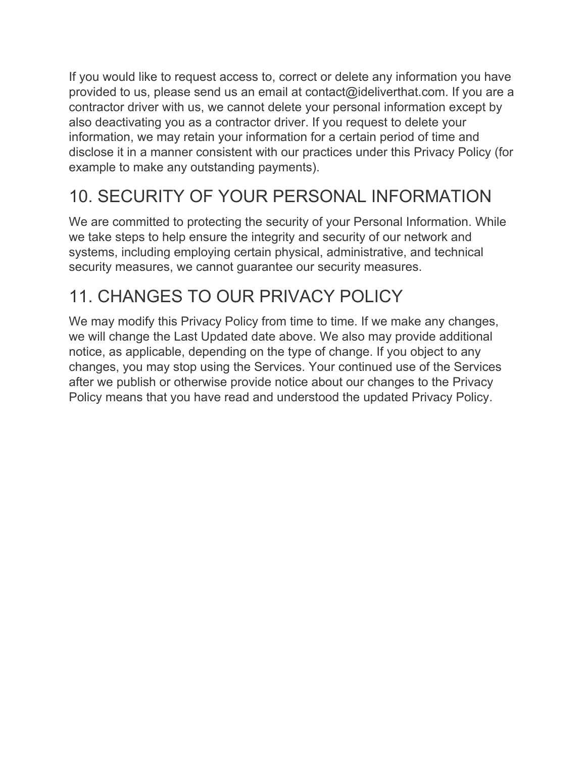If you would like to request access to, correct or delete any information you have provided to us, please send us an email at contact@ideliverthat.com. If you are a contractor driver with us, we cannot delete your personal information except by also deactivating you as a contractor driver. If you request to delete your information, we may retain your information for a certain period of time and disclose it in a manner consistent with our practices under this Privacy Policy (for example to make any outstanding payments).

## 10. SECURITY OF YOUR PERSONAL INFORMATION

We are committed to protecting the security of your Personal Information. While we take steps to help ensure the integrity and security of our network and systems, including employing certain physical, administrative, and technical security measures, we cannot guarantee our security measures.

## 11. CHANGES TO OUR PRIVACY POLICY

We may modify this Privacy Policy from time to time. If we make any changes, we will change the Last Updated date above. We also may provide additional notice, as applicable, depending on the type of change. If you object to any changes, you may stop using the Services. Your continued use of the Services after we publish or otherwise provide notice about our changes to the Privacy Policy means that you have read and understood the updated Privacy Policy.